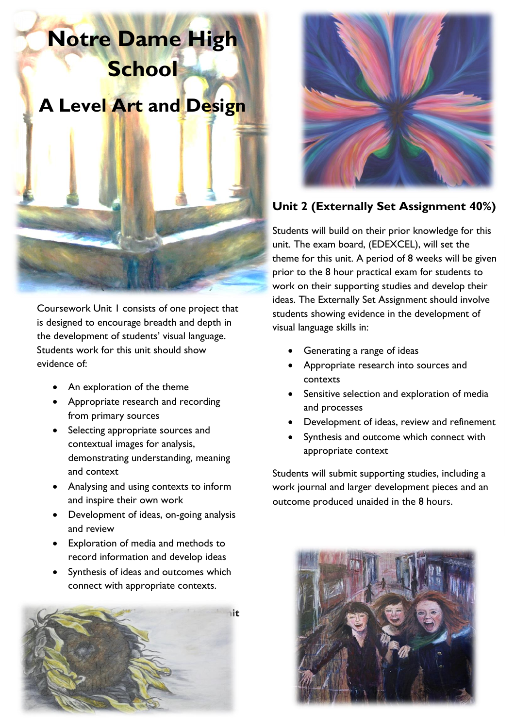# Notre Dame High School

## A Level Art and Design

Coursework Unit 1 consists of one project that is designed to encourage breadth and depth in the development of students' visual language. Students work for this unit should show evidence of:

- An exploration of the theme
- Appropriate research and recording from primary sources
- Selecting appropriate sources and contextual images for analysis, demonstrating understanding, meaning and context
- Analysing and using contexts to inform and inspire their own work
- Development of ideas, on-going analysis and review
- Exploration of media and methods to record information and develop ideas
- Synthesis of ideas and outcomes which connect with appropriate contexts.

### Unit 2 (Externally Set Assignment 40%)

Students will build on their prior knowledge for this unit. The exam board, (EDEXCEL), will set the theme for this unit. A period of 8 weeks will be given prior to the 8 hour practical exam for students to work on their supporting studies and develop their ideas. The Externally Set Assignment should involve students showing evidence in the development of visual language skills in:

- Generating a range of ideas
- Appropriate research into sources and contexts
- Sensitive selection and exploration of media and processes
- Development of ideas, review and refinement
- Synthesis and outcome which connect with appropriate context

Students will submit supporting studies, including a work journal and larger development pieces and an outcome produced unaided in the 8 hours.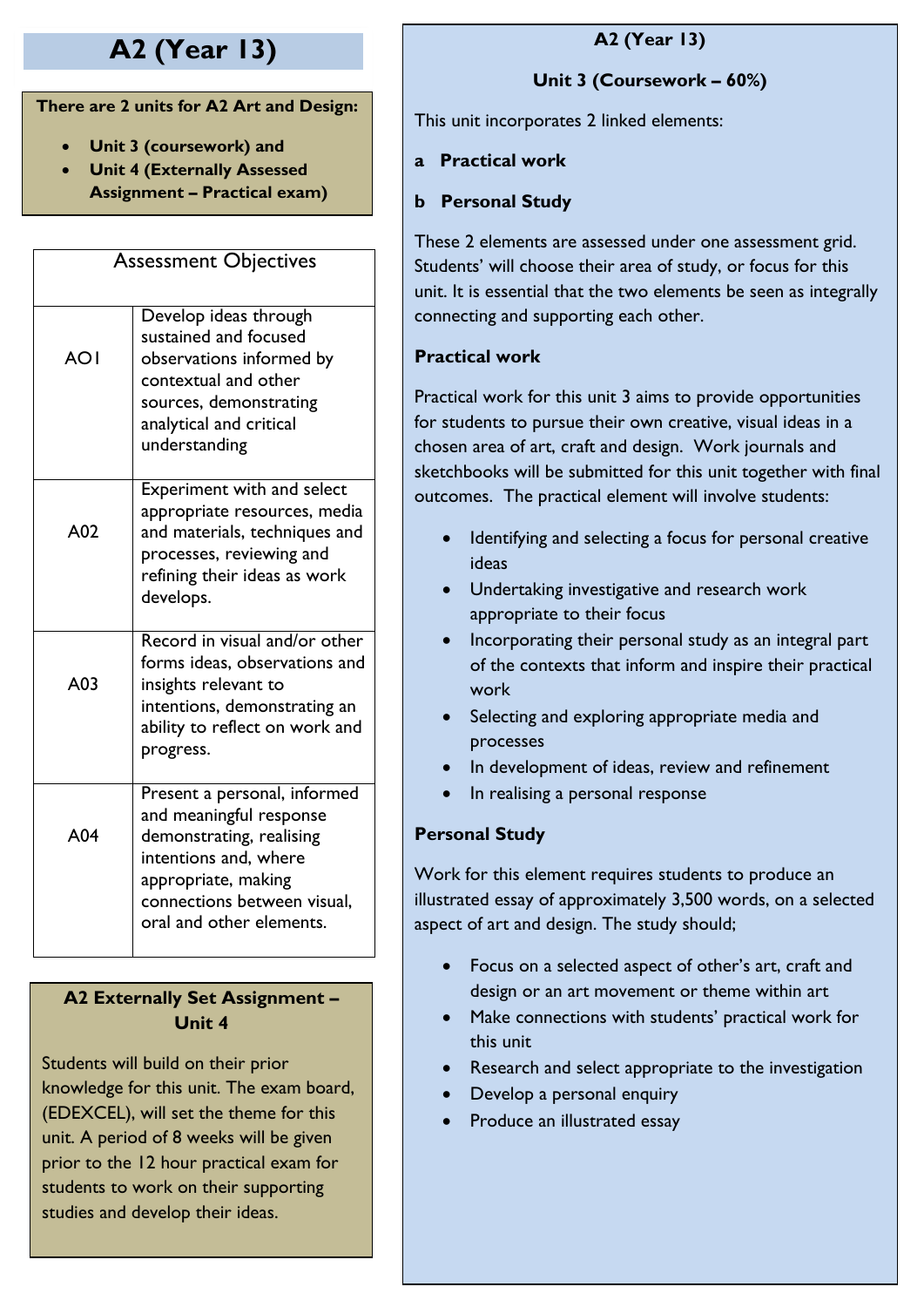# A2 (Year 13)

**There are 2 units for A2 Art and Design:**

- **Unit 3 (coursework) and**
- **Unit 4 (Externally Assessed Assignment – Practical exam)**

| Assessment Objectives | |
|---|---|
| AO1 | Develop ideas through sustained and focused observations informed by contextual and other sources, demonstrating analytical and critical understanding |
| A02 | Experiment with and select appropriate resources, media and materials, techniques and processes, reviewing and refining their ideas as work develops. |
| A03 | Record in visual and/or other forms ideas, observations and insights relevant to intentions, demonstrating an ability to reflect on work and progress. |
| A04 | Present a personal, informed and meaningful response demonstrating, realising intentions and, where appropriate, making connections between visual, oral and other elements. |

**A2 Externally Set Assignment – Unit 4**

Students will build on their prior knowledge for this unit. The exam board, (EDEXCEL), will set the theme for this unit. A period of 8 weeks will be given prior to the 12 hour practical exam for students to work on their supporting studies and develop their ideas.

**A2 (Year 13)**

**Unit 3 (Coursework – 60%)**

This unit incorporates 2 linked elements:

**a Practical work**

**b Personal Study**

These 2 elements are assessed under one assessment grid. Students' will choose their area of study, or focus for this unit. It is essential that the two elements be seen as integrally connecting and supporting each other.

**Practical work**

Practical work for this unit 3 aims to provide opportunities for students to pursue their own creative, visual ideas in a chosen area of art, craft and design. Work journals and sketchbooks will be submitted for this unit together with final outcomes. The practical element will involve students:

- Identifying and selecting a focus for personal creative ideas
- Undertaking investigative and research work appropriate to their focus
- Incorporating their personal study as an integral part of the contexts that inform and inspire their practical work
- Selecting and exploring appropriate media and processes
- In development of ideas, review and refinement
- In realising a personal response

**Personal Study**

Work for this element requires students to produce an illustrated essay of approximately 3,500 words, on a selected aspect of art and design. The study should;

- Focus on a selected aspect of other's art, craft and design or an art movement or theme within art
- Make connections with students' practical work for this unit
- Research and select appropriate to the investigation
- Develop a personal enquiry
- Produce an illustrated essay